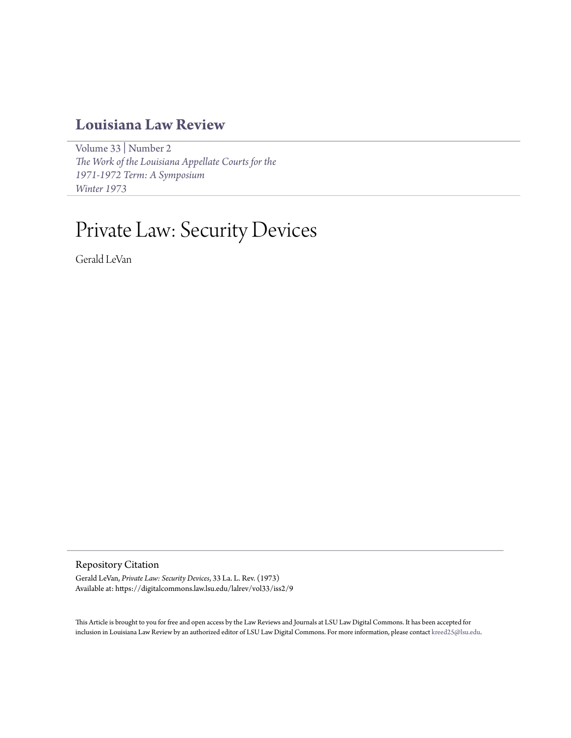# Louisiana Law Review

Volume 33 | Number 2
*The Work of the Louisiana Appellate Courts for the 1971-1972 Term: A Symposium*
*Winter 1973*

# Private Law: Security Devices

Gerald LeVan

## Repository Citation

Gerald LeVan, *Private Law: Security Devices*, 33 La. L. Rev. (1973)
Available at: https://digitalcommons.law.lsu.edu/lalrev/vol33/iss2/9

This Article is brought to you for free and open access by the Law Reviews and Journals at LSU Law Digital Commons. It has been accepted for inclusion in Louisiana Law Review by an authorized editor of LSU Law Digital Commons. For more information, please contact kreed25@lsu.edu.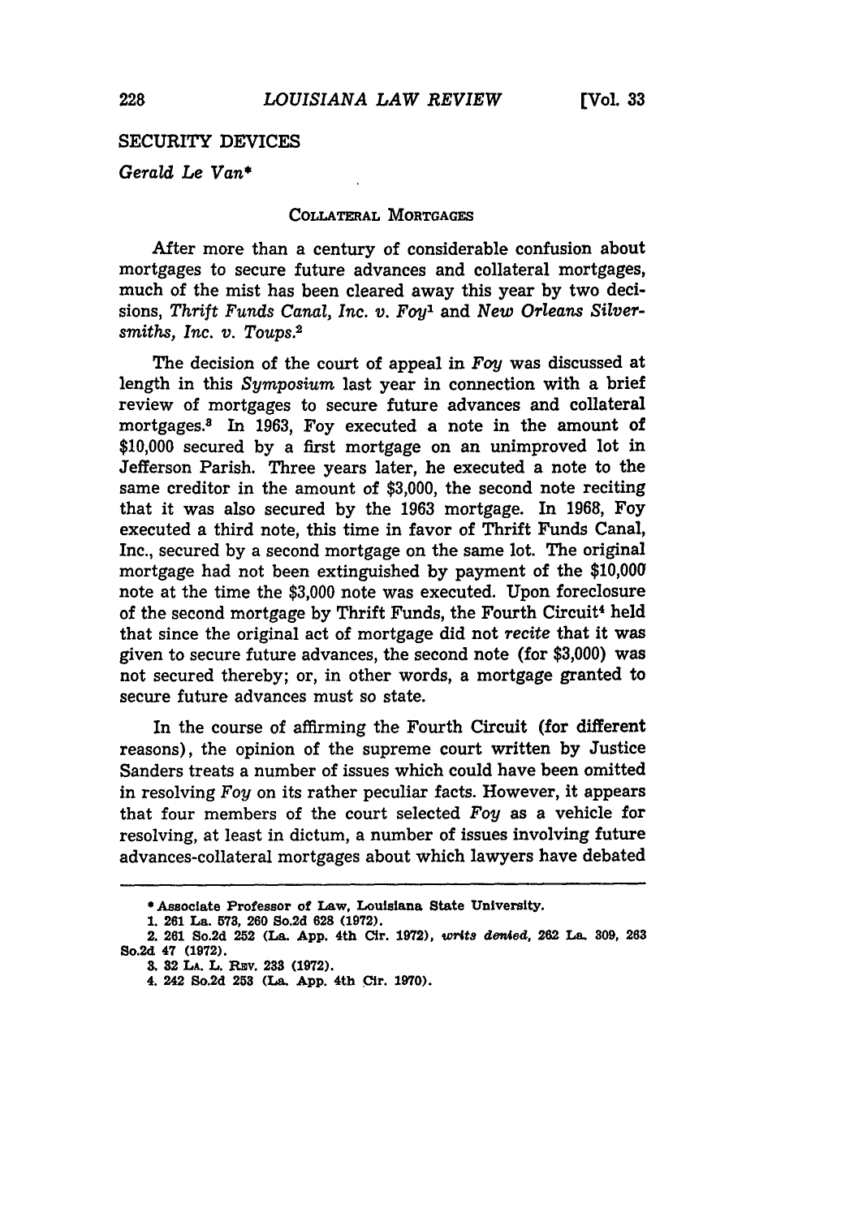## SECURITY DEVICES

*Gerald Le Van**

### COLLATERAL MORTGAGES

After more than a century of considerable confusion about mortgages to secure future advances and collateral mortgages, much of the mist has been cleared away this year by two decisions, *Thrift Funds Canal, Inc. v. Foy*[1] and *New Orleans Silversmiths, Inc. v. Toups.*[2]

The decision of the court of appeal in *Foy* was discussed at length in this *Symposium* last year in connection with a brief review of mortgages to secure future advances and collateral mortgages.[3] In 1963, Foy executed a note in the amount of $10,000 secured by a first mortgage on an unimproved lot in Jefferson Parish. Three years later, he executed a note to the same creditor in the amount of $3,000, the second note reciting that it was also secured by the 1963 mortgage. In 1968, Foy executed a third note, this time in favor of Thrift Funds Canal, Inc., secured by a second mortgage on the same lot. The original mortgage had not been extinguished by payment of the $10,000 note at the time the $3,000 note was executed. Upon foreclosure of the second mortgage by Thrift Funds, the Fourth Circuit[4] held that since the original act of mortgage did not *recite* that it was given to secure future advances, the second note (for $3,000) was not secured thereby; or, in other words, a mortgage granted to secure future advances must so state.

In the course of affirming the Fourth Circuit (for different reasons), the opinion of the supreme court written by Justice Sanders treats a number of issues which could have been omitted in resolving *Foy* on its rather peculiar facts. However, it appears that four members of the court selected *Foy* as a vehicle for resolving, at least in dictum, a number of issues involving future advances-collateral mortgages about which lawyers have debated

---

\* Associate Professor of Law, Louisiana State University.

1. 261 La. 573, 260 So.2d 628 (1972).
2. 261 So.2d 252 (La. App. 4th Cir. 1972), *writs denied*, 262 La. 309, 263 So.2d 47 (1972).
3. 32 La. L. Rev. 233 (1972).
4. 242 So.2d 253 (La. App. 4th Cir. 1970).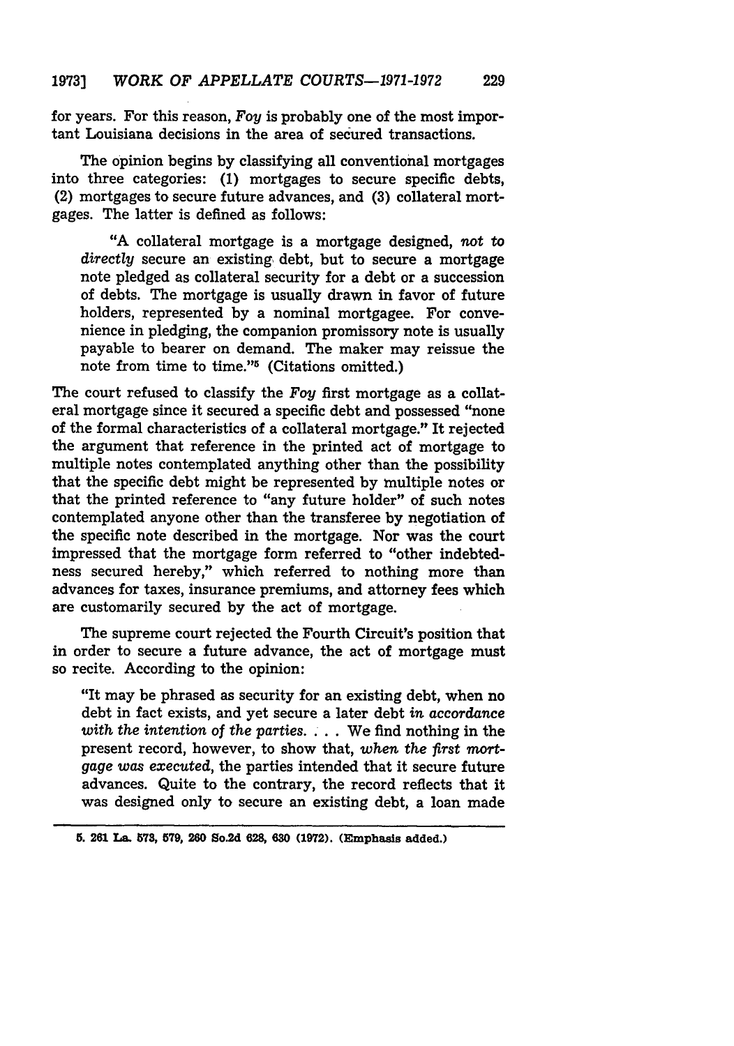for years. For this reason, *Foy* is probably one of the most important Louisiana decisions in the area of secured transactions.

The opinion begins by classifying all conventional mortgages into three categories: (1) mortgages to secure specific debts, (2) mortgages to secure future advances, and (3) collateral mortgages. The latter is defined as follows:

> "A collateral mortgage is a mortgage designed, *not to directly* secure an existing debt, but to secure a mortgage note pledged as collateral security for a debt or a succession of debts. The mortgage is usually drawn in favor of future holders, represented by a nominal mortgagee. For convenience in pledging, the companion promissory note is usually payable to bearer on demand. The maker may reissue the note from time to time."[5] (Citations omitted.)

The court refused to classify the *Foy* first mortgage as a collateral mortgage since it secured a specific debt and possessed "none of the formal characteristics of a collateral mortgage." It rejected the argument that reference in the printed act of mortgage to multiple notes contemplated anything other than the possibility that the specific debt might be represented by multiple notes or that the printed reference to "any future holder" of such notes contemplated anyone other than the transferee by negotiation of the specific note described in the mortgage. Nor was the court impressed that the mortgage form referred to "other indebtedness secured hereby," which referred to nothing more than advances for taxes, insurance premiums, and attorney fees which are customarily secured by the act of mortgage.

The supreme court rejected the Fourth Circuit's position that in order to secure a future advance, the act of mortgage must so recite. According to the opinion:

> "It may be phrased as security for an existing debt, when no debt in fact exists, and yet secure a later debt *in accordance with the intention of the parties*. . . . We find nothing in the present record, however, to show that, *when the first mortgage was executed*, the parties intended that it secure future advances. Quite to the contrary, the record reflects that it was designed only to secure an existing debt, a loan made

---

5. 261 La. 573, 579, 260 So.2d 628, 630 (1972). (Emphasis added.)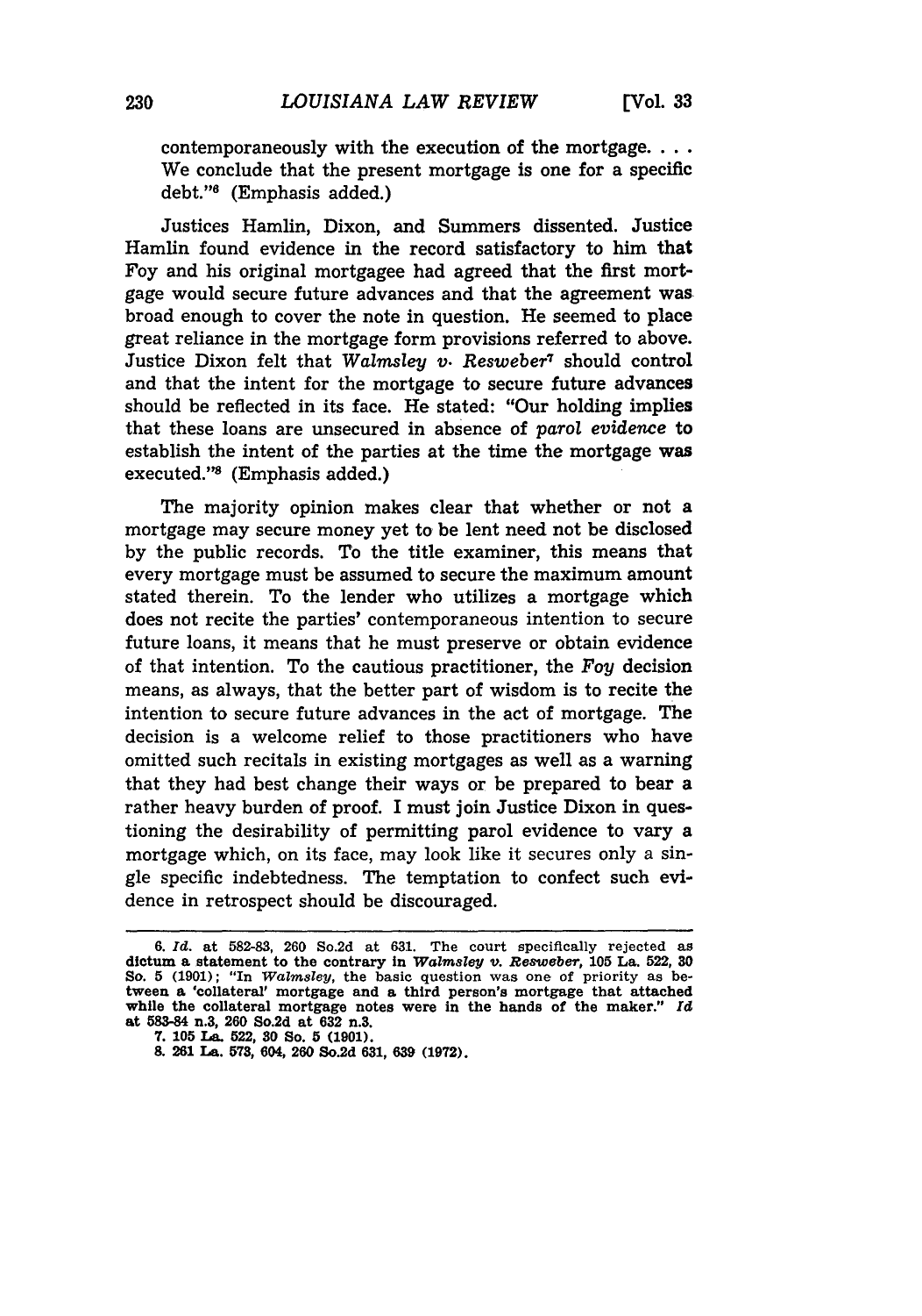contemporaneously with the execution of the mortgage. . . . We conclude that the present mortgage is one for a specific debt."[6] (Emphasis added.)

Justices Hamlin, Dixon, and Summers dissented. Justice Hamlin found evidence in the record satisfactory to him that Foy and his original mortgagee had agreed that the first mortgage would secure future advances and that the agreement was broad enough to cover the note in question. He seemed to place great reliance in the mortgage form provisions referred to above. Justice Dixon felt that *Walmsley v. Resweber*[7] should control and that the intent for the mortgage to secure future advances should be reflected in its face. He stated: "Our holding implies that these loans are unsecured in absence of *parol evidence* to establish the intent of the parties at the time the mortgage was executed."[8] (Emphasis added.)

The majority opinion makes clear that whether or not a mortgage may secure money yet to be lent need not be disclosed by the public records. To the title examiner, this means that every mortgage must be assumed to secure the maximum amount stated therein. To the lender who utilizes a mortgage which does not recite the parties' contemporaneous intention to secure future loans, it means that he must preserve or obtain evidence of that intention. To the cautious practitioner, the *Foy* decision means, as always, that the better part of wisdom is to recite the intention to secure future advances in the act of mortgage. The decision is a welcome relief to those practitioners who have omitted such recitals in existing mortgages as well as a warning that they had best change their ways or be prepared to bear a rather heavy burden of proof. I must join Justice Dixon in questioning the desirability of permitting parol evidence to vary a mortgage which, on its face, may look like it secures only a single specific indebtedness. The temptation to confect such evidence in retrospect should be discouraged.

---

6. *Id.* at 582-83, 260 So.2d at 631. The court specifically rejected as dictum a statement to the contrary in *Walmsley v. Resweber*, 105 La. 522, 30 So. 5 (1901); "In *Walmsley*, the basic question was one of priority as between a 'collateral' mortgage and a third person's mortgage that attached while the collateral mortgage notes were in the hands of the maker." *Id* at 583-84 n.3, 260 So.2d at 632 n.3.

7. 105 La. 522, 30 So. 5 (1901).

8. 261 La. 573, 604, 260 So.2d 631, 639 (1972).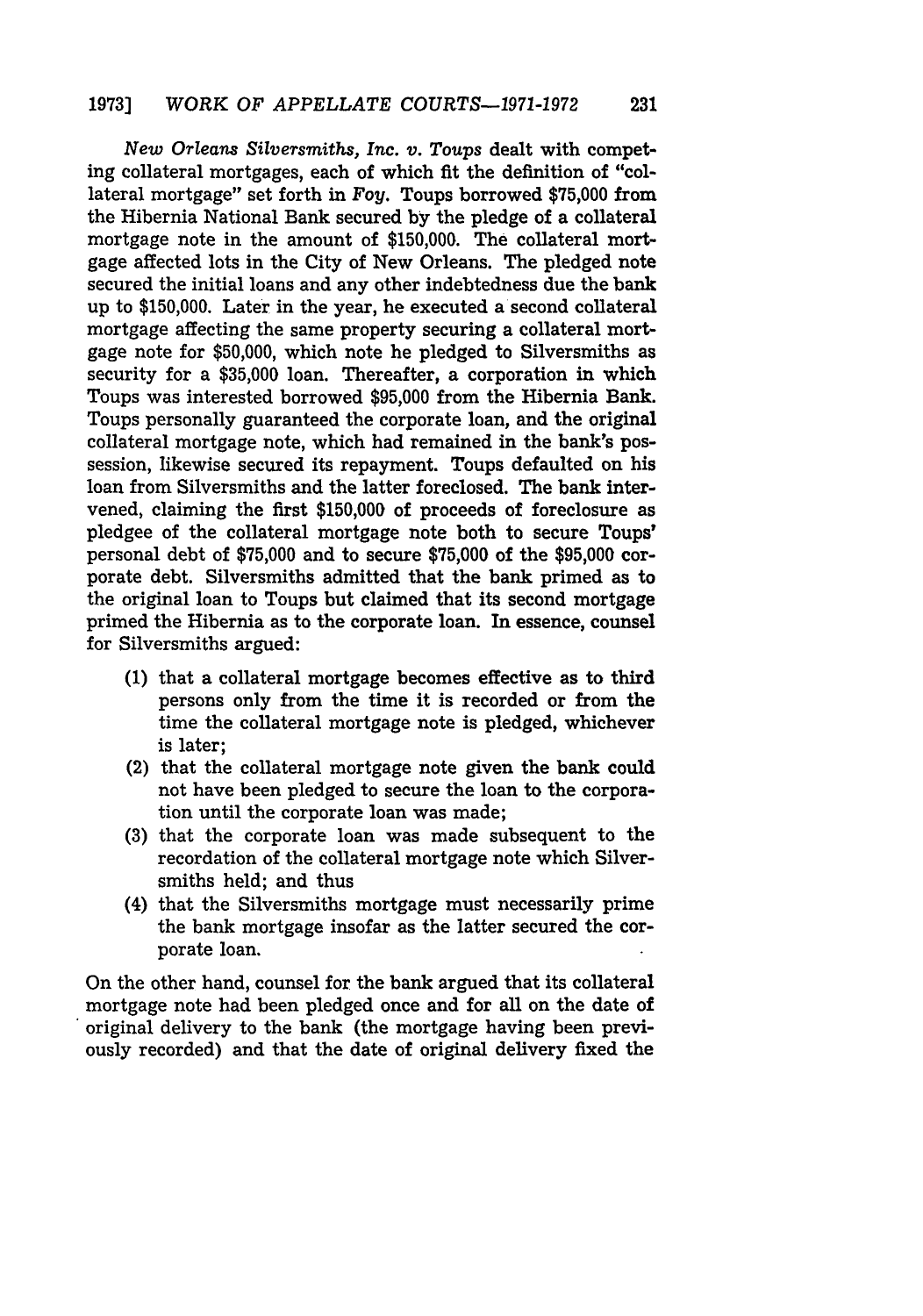*New Orleans Silversmiths, Inc. v. Toups* dealt with competing collateral mortgages, each of which fit the definition of "collateral mortgage" set forth in *Foy*. Toups borrowed $75,000 from the Hibernia National Bank secured by the pledge of a collateral mortgage note in the amount of $150,000. The collateral mortgage affected lots in the City of New Orleans. The pledged note secured the initial loans and any other indebtedness due the bank up to $150,000. Later in the year, he executed a second collateral mortgage affecting the same property securing a collateral mortgage note for $50,000, which note he pledged to Silversmiths as security for a $35,000 loan. Thereafter, a corporation in which Toups was interested borrowed $95,000 from the Hibernia Bank. Toups personally guaranteed the corporate loan, and the original collateral mortgage note, which had remained in the bank's possession, likewise secured its repayment. Toups defaulted on his loan from Silversmiths and the latter foreclosed. The bank intervened, claiming the first $150,000 of proceeds of foreclosure as pledgee of the collateral mortgage note both to secure Toups' personal debt of $75,000 and to secure $75,000 of the $95,000 corporate debt. Silversmiths admitted that the bank primed as to the original loan to Toups but claimed that its second mortgage primed the Hibernia as to the corporate loan. In essence, counsel for Silversmiths argued:

(1) that a collateral mortgage becomes effective as to third persons only from the time it is recorded or from the time the collateral mortgage note is pledged, whichever is later;
(2) that the collateral mortgage note given the bank could not have been pledged to secure the loan to the corporation until the corporate loan was made;
(3) that the corporate loan was made subsequent to the recordation of the collateral mortgage note which Silversmiths held; and thus
(4) that the Silversmiths mortgage must necessarily prime the bank mortgage insofar as the latter secured the corporate loan.

On the other hand, counsel for the bank argued that its collateral mortgage note had been pledged once and for all on the date of original delivery to the bank (the mortgage having been previously recorded) and that the date of original delivery fixed the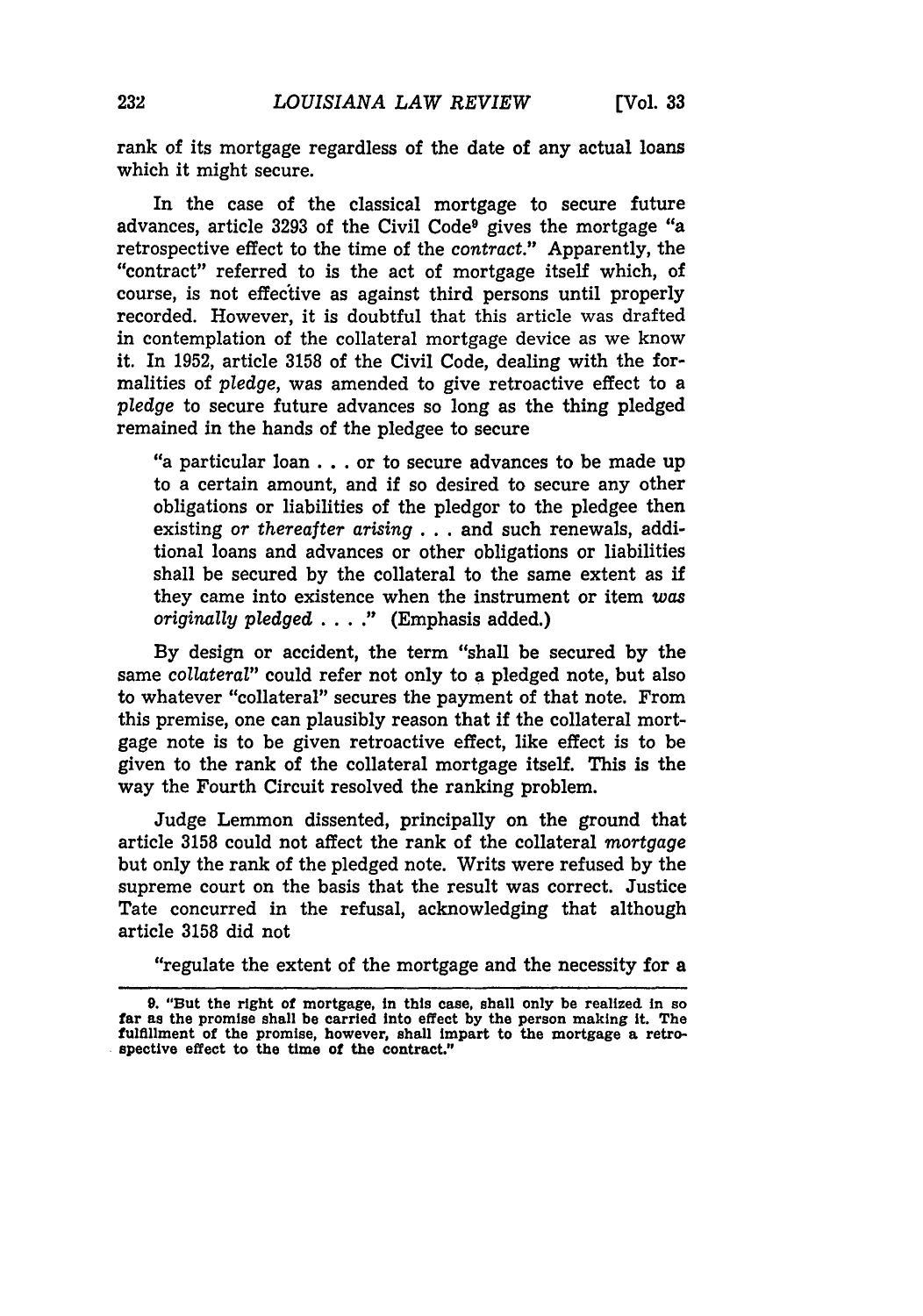rank of its mortgage regardless of the date of any actual loans which it might secure.

In the case of the classical mortgage to secure future advances, article 3293 of the Civil Code[9] gives the mortgage "a retrospective effect to the time of the *contract*." Apparently, the "contract" referred to is the act of mortgage itself which, of course, is not effective as against third persons until properly recorded. However, it is doubtful that this article was drafted in contemplation of the collateral mortgage device as we know it. In 1952, article 3158 of the Civil Code, dealing with the formalities of *pledge*, was amended to give retroactive effect to a *pledge* to secure future advances so long as the thing pledged remained in the hands of the pledgee to secure

> "a particular loan . . . or to secure advances to be made up to a certain amount, and if so desired to secure any other obligations or liabilities of the pledgor to the pledgee then existing *or thereafter arising* . . . and such renewals, additional loans and advances or other obligations or liabilities shall be secured by the collateral to the same extent as if they came into existence when the instrument or item *was originally pledged* . . . ." (Emphasis added.)

By design or accident, the term "shall be secured by the same *collateral*" could refer not only to a pledged note, but also to whatever "collateral" secures the payment of that note. From this premise, one can plausibly reason that if the collateral mortgage note is to be given retroactive effect, like effect is to be given to the rank of the collateral mortgage itself. This is the way the Fourth Circuit resolved the ranking problem.

Judge Lemmon dissented, principally on the ground that article 3158 could not affect the rank of the collateral *mortgage* but only the rank of the pledged note. Writs were refused by the supreme court on the basis that the result was correct. Justice Tate concurred in the refusal, acknowledging that although article 3158 did not

> "regulate the extent of the mortgage and the necessity for a

---

9. "But the right of mortgage, in this case, shall only be realized in so far as the promise shall be carried into effect by the person making it. The fulfillment of the promise, however, shall impart to the mortgage a retrospective effect to the time of the contract."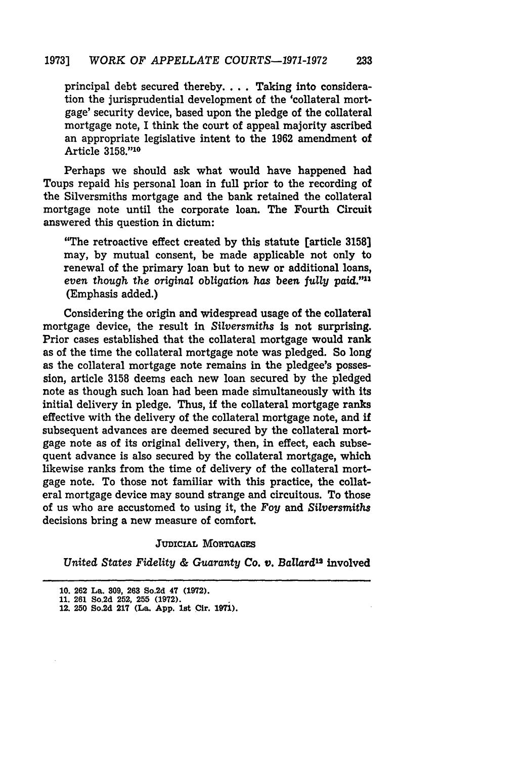principal debt secured thereby. . . . Taking into consideration the jurisprudential development of the 'collateral mortgage' security device, based upon the pledge of the collateral mortgage note, I think the court of appeal majority ascribed an appropriate legislative intent to the 1962 amendment of Article 3158."[10]

Perhaps we should ask what would have happened had Toups repaid his personal loan in full prior to the recording of the Silversmiths mortgage and the bank retained the collateral mortgage note until the corporate loan. The Fourth Circuit answered this question in dictum:

"The retroactive effect created by this statute [article 3158] may, by mutual consent, be made applicable not only to renewal of the primary loan but to new or additional loans, *even though the original obligation has been fully paid*."[11] (Emphasis added.)

Considering the origin and widespread usage of the collateral mortgage device, the result in *Silversmiths* is not surprising. Prior cases established that the collateral mortgage would rank as of the time the collateral mortgage note was pledged. So long as the collateral mortgage note remains in the pledgee's possession, article 3158 deems each new loan secured by the pledged note as though such loan had been made simultaneously with its initial delivery in pledge. Thus, if the collateral mortgage ranks effective with the delivery of the collateral mortgage note, and if subsequent advances are deemed secured by the collateral mortgage note as of its original delivery, then, in effect, each subsequent advance is also secured by the collateral mortgage, which likewise ranks from the time of delivery of the collateral mortgage note. To those not familiar with this practice, the collateral mortgage device may sound strange and circuitous. To those of us who are accustomed to using it, the *Foy* and *Silversmiths* decisions bring a new measure of comfort.

### JUDICIAL MORTGAGES

*United States Fidelity & Guaranty Co. v. Ballard*[12] involved

10. 262 La. 309, 263 So.2d 47 (1972).
11. 261 So.2d 252, 255 (1972).
12. 250 So.2d 217 (La. App. 1st Cir. 1971).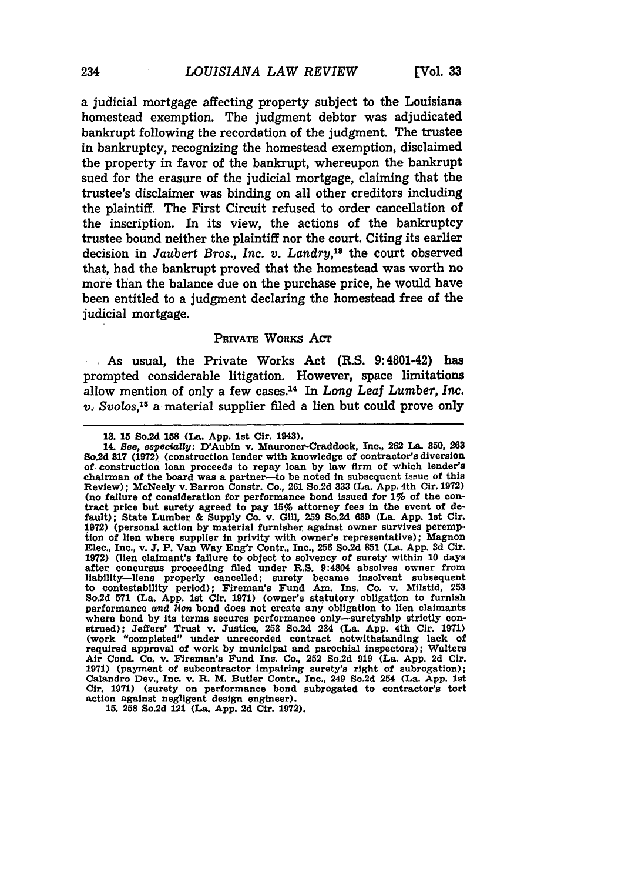a judicial mortgage affecting property subject to the Louisiana homestead exemption. The judgment debtor was adjudicated bankrupt following the recordation of the judgment. The trustee in bankruptcy, recognizing the homestead exemption, disclaimed the property in favor of the bankrupt, whereupon the bankrupt sued for the erasure of the judicial mortgage, claiming that the trustee's disclaimer was binding on all other creditors including the plaintiff. The First Circuit refused to order cancellation of the inscription. In its view, the actions of the bankruptcy trustee bound neither the plaintiff nor the court. Citing its earlier decision in *Jaubert Bros., Inc. v. Landry*,[13] the court observed that, had the bankrupt proved that the homestead was worth no more than the balance due on the purchase price, he would have been entitled to a judgment declaring the homestead free of the judicial mortgage.

## PRIVATE WORKS ACT

As usual, the Private Works Act (R.S. 9:4801-42) has prompted considerable litigation. However, space limitations allow mention of only a few cases.[14] In *Long Leaf Lumber, Inc. v. Svolos*,[15] a material supplier filed a lien but could prove only

---

13. 15 So.2d 158 (La. App. 1st Cir. 1943).

14. *See, especially*: D'Aubin v. Mauroner-Craddock, Inc., 262 La. 350, 263 So.2d 317 (1972) (construction lender with knowledge of contractor's diversion of construction loan proceeds to repay loan by law firm of which lender's chairman of the board was a partner—to be noted in subsequent issue of this Review); McNeely v. Barron Constr. Co., 261 So.2d 333 (La. App. 4th Cir. 1972) (no failure of consideration for performance bond issued for 1% of the contract price but surety agreed to pay 15% attorney fees in the event of default); State Lumber & Supply Co. v. Gill, 259 So.2d 639 (La. App. 1st Cir. 1972) (personal action by material furnisher against owner survives peremption of lien where supplier in privity with owner's representative); Magnon Elec., Inc., v. J. P. Van Way Eng'r Contr., Inc., 256 So.2d 851 (La. App. 3d Cir. 1972) (lien claimant's failure to object to solvency of surety within 10 days after concursus proceeding filed under R.S. 9:4804 absolves owner from liability—liens properly cancelled; surety became insolvent subsequent to contestability period); Fireman's Fund Am. Ins. Co. v. Milstid, 253 So.2d 571 (La. App. 1st Cir. 1971) (owner's statutory obligation to furnish performance *and lien* bond does not create any obligation to lien claimants where bond by its terms secures performance only—suretyship strictly construed); Jeffers' Trust v. Justice, 253 So.2d 234 (La. App. 4th Cir. 1971) (work "completed" under unrecorded contract notwithstanding lack of required approval of work by municipal and parochial inspectors); Walters Air Cond. Co. v. Fireman's Fund Ins. Co., 252 So.2d 919 (La. App. 2d Cir. 1971) (payment of subcontractor impairing surety's right of subrogation); Calandro Dev., Inc. v. R. M. Butler Contr., Inc., 249 So.2d 254 (La. App. 1st Cir. 1971) (surety on performance bond subrogated to contractor's tort action against negligent design engineer).

15. 258 So.2d 121 (La. App. 2d Cir. 1972).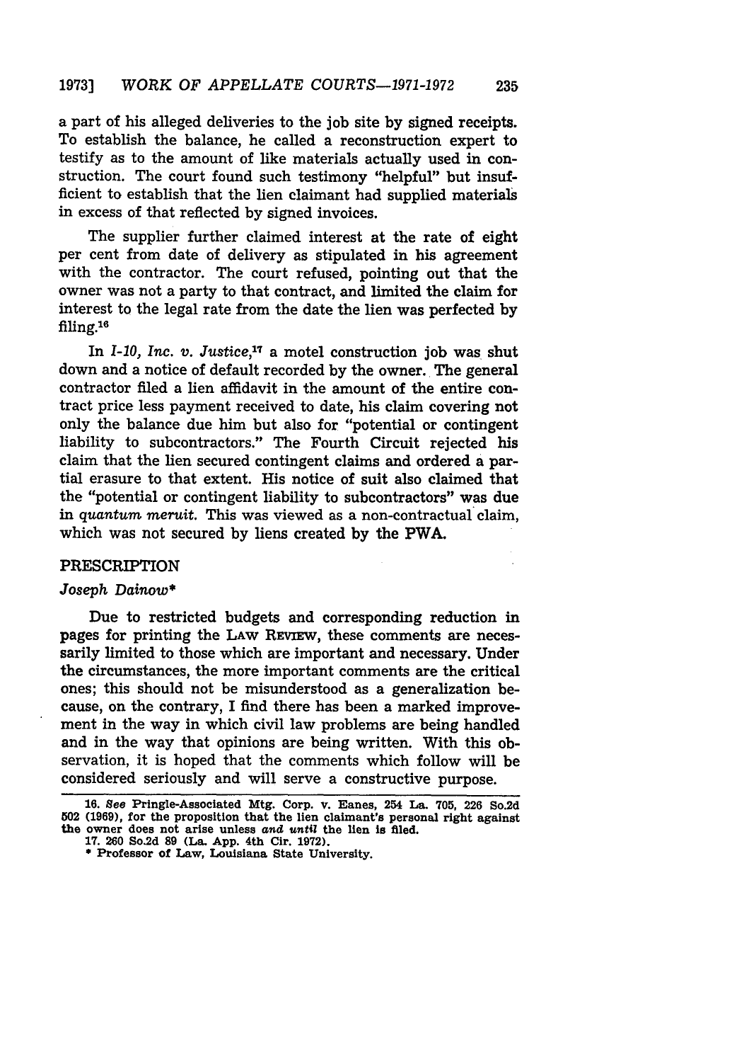a part of his alleged deliveries to the job site by signed receipts. To establish the balance, he called a reconstruction expert to testify as to the amount of like materials actually used in construction. The court found such testimony "helpful" but insufficient to establish that the lien claimant had supplied materials in excess of that reflected by signed invoices.

The supplier further claimed interest at the rate of eight per cent from date of delivery as stipulated in his agreement with the contractor. The court refused, pointing out that the owner was not a party to that contract, and limited the claim for interest to the legal rate from the date the lien was perfected by filing.[16]

In *I-10, Inc. v. Justice*,[17] a motel construction job was shut down and a notice of default recorded by the owner. The general contractor filed a lien affidavit in the amount of the entire contract price less payment received to date, his claim covering not only the balance due him but also for "potential or contingent liability to subcontractors." The Fourth Circuit rejected his claim that the lien secured contingent claims and ordered a partial erasure to that extent. His notice of suit also claimed that the "potential or contingent liability to subcontractors" was due in *quantum meruit*. This was viewed as a non-contractual claim, which was not secured by liens created by the PWA.

## PRESCRIPTION

*Joseph Dainow\**

Due to restricted budgets and corresponding reduction in pages for printing the LAW REVIEW, these comments are necessarily limited to those which are important and necessary. Under the circumstances, the more important comments are the critical ones; this should not be misunderstood as a generalization because, on the contrary, I find there has been a marked improvement in the way in which civil law problems are being handled and in the way that opinions are being written. With this observation, it is hoped that the comments which follow will be considered seriously and will serve a constructive purpose.

---

16. *See* Pringle-Associated Mtg. Corp. v. Eanes, 254 La. 705, 226 So.2d 502 (1969), for the proposition that the lien claimant's personal right against the owner does not arise unless *and until* the lien is filed.

17. 260 So.2d 89 (La. App. 4th Cir. 1972).

\* Professor of Law, Louisiana State University.